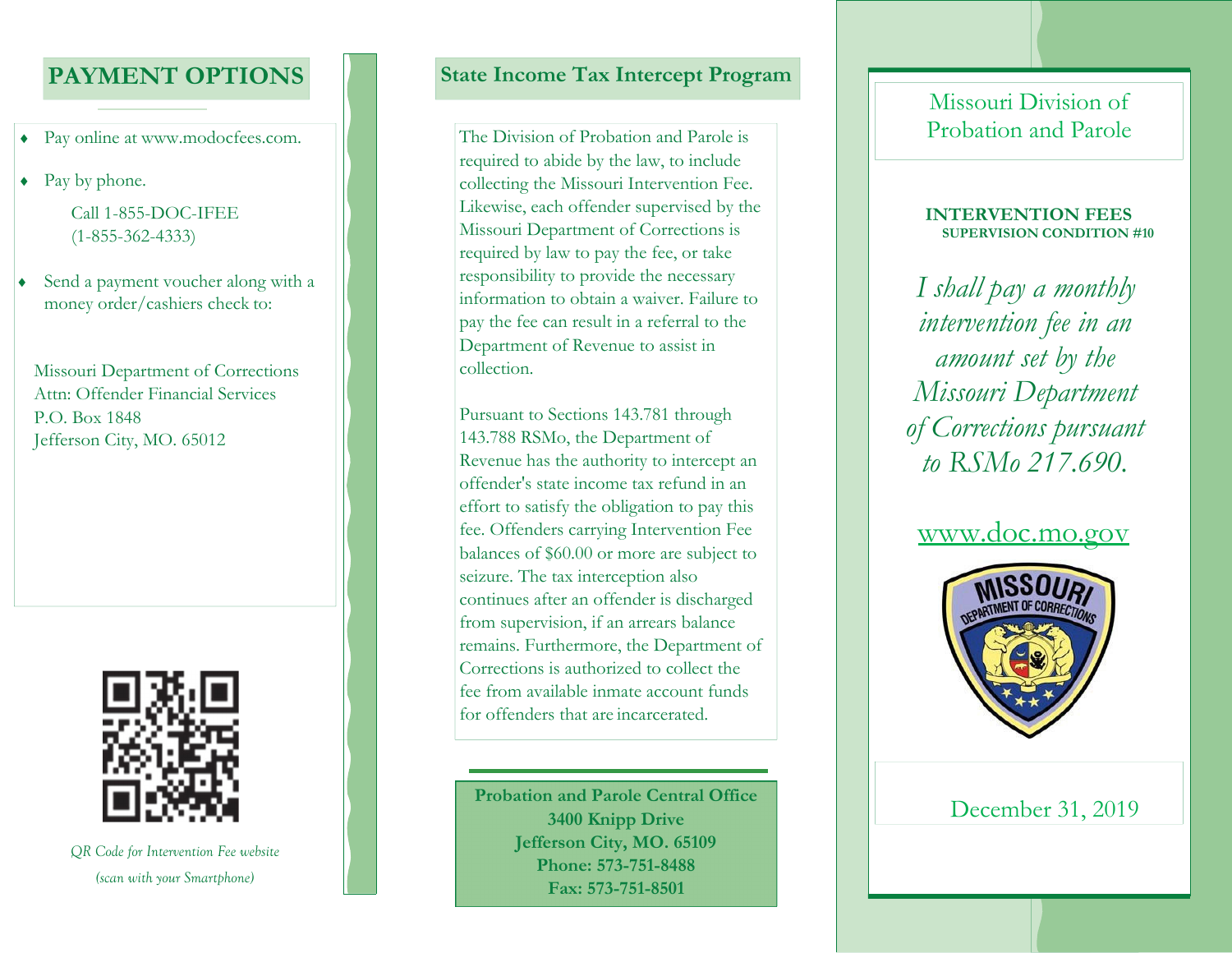## PAYMENT OPTIONS

- Pay online at www.modocfees.com.
- Pay by phone.

  Call 1-855-DOC-IFEE
  (1-855-362-4333)

- Send a payment voucher along with a money order/cashiers check to:

Missouri Department of Corrections
Attn: Offender Financial Services
P.O. Box 1848
Jefferson City, MO. 65012

*QR Code for Intervention Fee website (scan with your Smartphone)*

## State Income Tax Intercept Program

The Division of Probation and Parole is required to abide by the law, to include collecting the Missouri Intervention Fee. Likewise, each offender supervised by the Missouri Department of Corrections is required by law to pay the fee, or take responsibility to provide the necessary information to obtain a waiver. Failure to pay the fee can result in a referral to the Department of Revenue to assist in collection.

Pursuant to Sections 143.781 through 143.788 RSMo, the Department of Revenue has the authority to intercept an offender's state income tax refund in an effort to satisfy the obligation to pay this fee. Offenders carrying Intervention Fee balances of $60.00 or more are subject to seizure. The tax interception also continues after an offender is discharged from supervision, if an arrears balance remains. Furthermore, the Department of Corrections is authorized to collect the fee from available inmate account funds for offenders that are incarcerated.

**Probation and Parole Central Office**
**3400 Knipp Drive**
**Jefferson City, MO. 65109**
**Phone: 573-751-8488**
**Fax: 573-751-8501**

# Missouri Division of Probation and Parole

**INTERVENTION FEES**
**SUPERVISION CONDITION #10**

*I shall pay a monthly intervention fee in an amount set by the Missouri Department of Corrections pursuant to RSMo 217.690.*

www.doc.mo.gov

December 31, 2019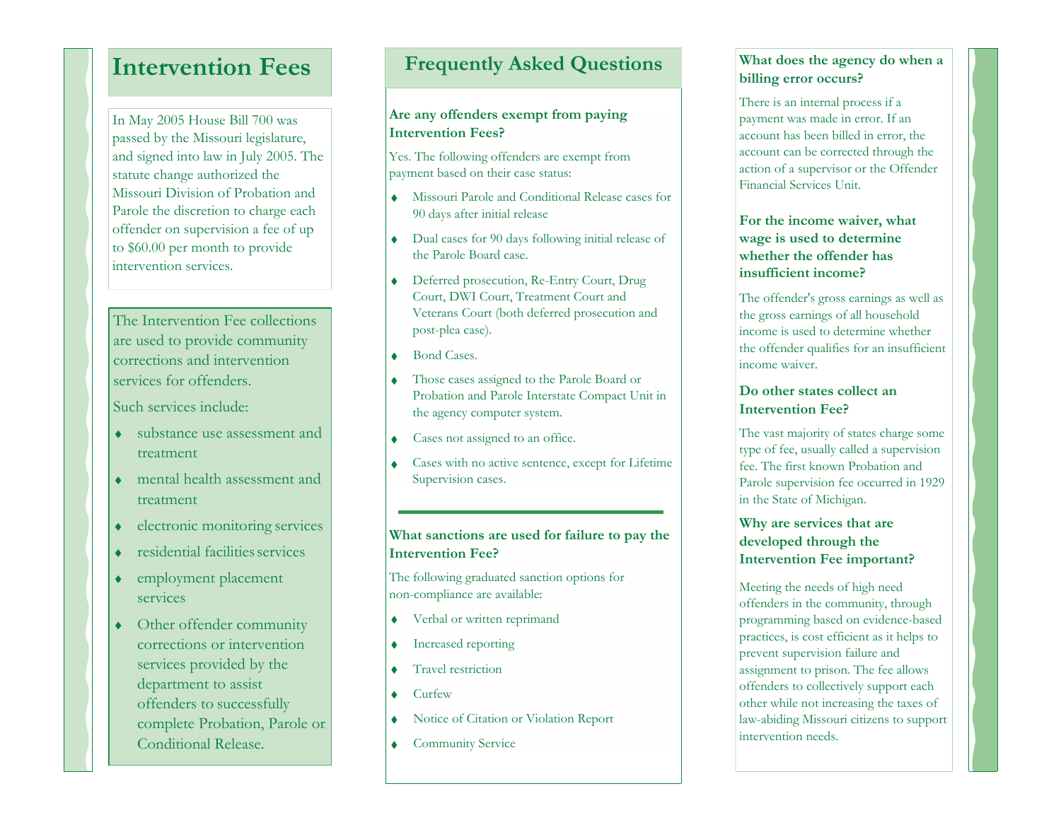# Intervention Fees

In May 2005 House Bill 700 was passed by the Missouri legislature, and signed into law in July 2005. The statute change authorized the Missouri Division of Probation and Parole the discretion to charge each offender on supervision a fee of up to $60.00 per month to provide intervention services.

The Intervention Fee collections are used to provide community corrections and intervention services for offenders.

Such services include:

- substance use assessment and treatment
- mental health assessment and treatment
- electronic monitoring services
- residential facilities services
- employment placement services
- Other offender community corrections or intervention services provided by the department to assist offenders to successfully complete Probation, Parole or Conditional Release.

## Frequently Asked Questions

### Are any offenders exempt from paying Intervention Fees?

Yes. The following offenders are exempt from payment based on their case status:

- Missouri Parole and Conditional Release cases for 90 days after initial release
- Dual cases for 90 days following initial release of the Parole Board case.
- Deferred prosecution, Re-Entry Court, Drug Court, DWI Court, Treatment Court and Veterans Court (both deferred prosecution and post-plea case).
- Bond Cases.
- Those cases assigned to the Parole Board or Probation and Parole Interstate Compact Unit in the agency computer system.
- Cases not assigned to an office.
- Cases with no active sentence, except for Lifetime Supervision cases.

### What sanctions are used for failure to pay the Intervention Fee?

The following graduated sanction options for non-compliance are available:

- Verbal or written reprimand
- Increased reporting
- Travel restriction
- Curfew
- Notice of Citation or Violation Report
- Community Service

### What does the agency do when a billing error occurs?

There is an internal process if a payment was made in error. If an account has been billed in error, the account can be corrected through the action of a supervisor or the Offender Financial Services Unit.

### For the income waiver, what wage is used to determine whether the offender has insufficient income?

The offender's gross earnings as well as the gross earnings of all household income is used to determine whether the offender qualifies for an insufficient income waiver.

### Do other states collect an Intervention Fee?

The vast majority of states charge some type of fee, usually called a supervision fee. The first known Probation and Parole supervision fee occurred in 1929 in the State of Michigan.

### Why are services that are developed through the Intervention Fee important?

Meeting the needs of high need offenders in the community, through programming based on evidence-based practices, is cost efficient as it helps to prevent supervision failure and assignment to prison. The fee allows offenders to collectively support each other while not increasing the taxes of law-abiding Missouri citizens to support intervention needs.